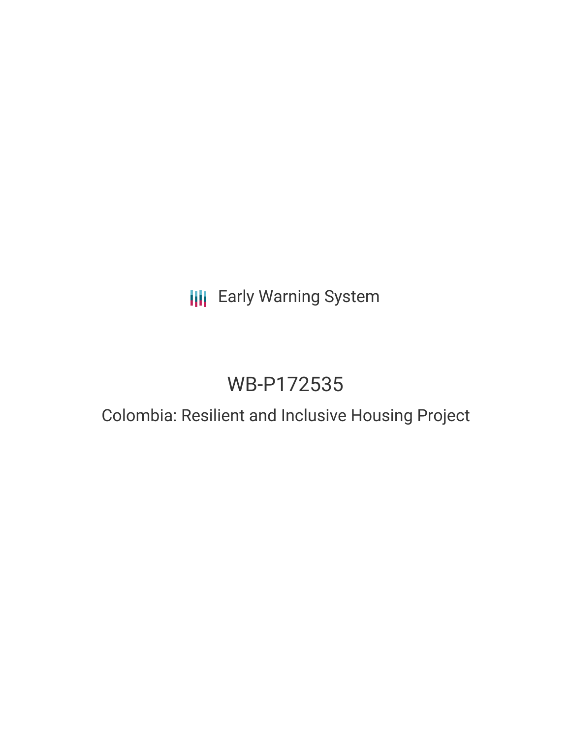Early Warning System

# WB-P172535

## Colombia: Resilient and Inclusive Housing Project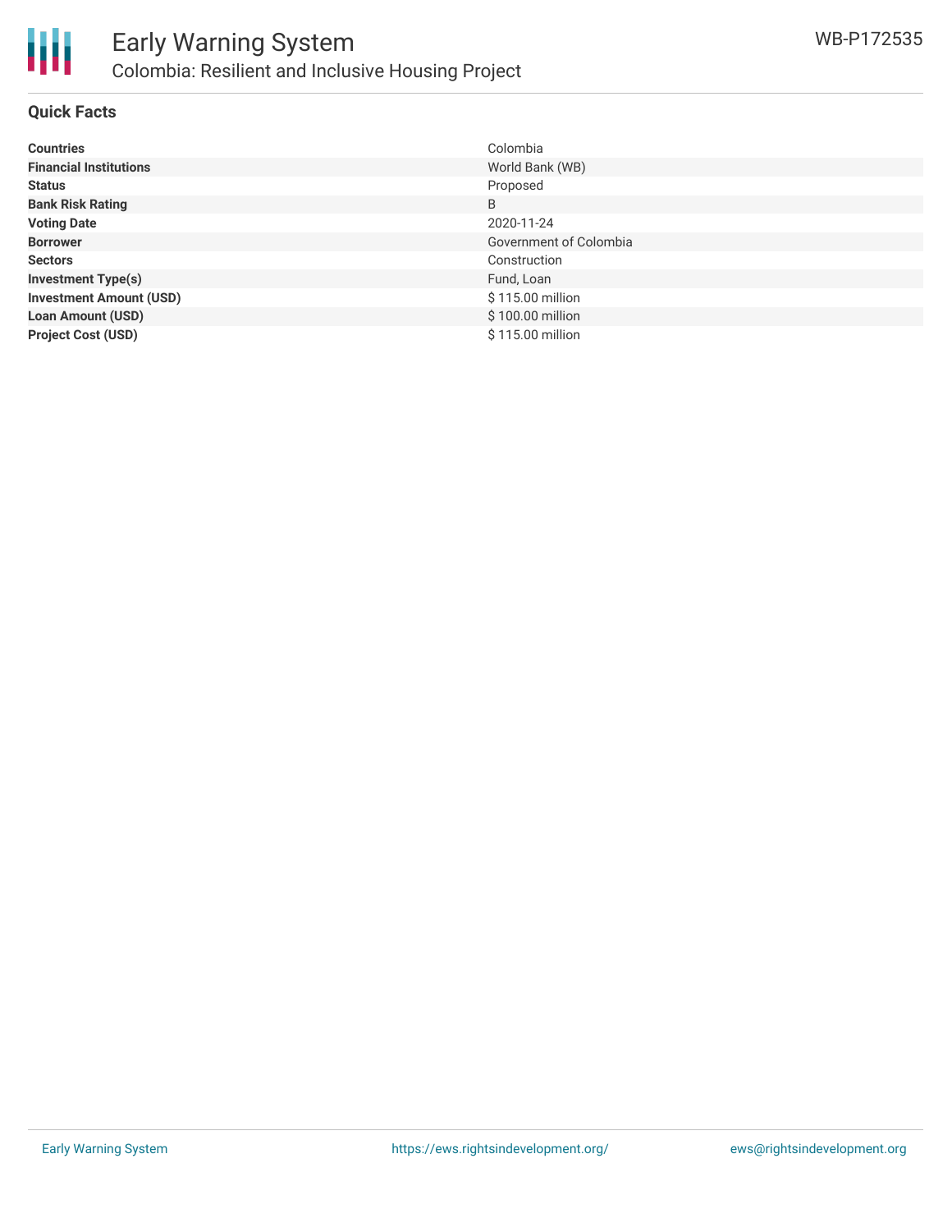# Early Warning System

## Colombia: Resilient and Inclusive Housing Project

WB-P172535

### Quick Facts

| | |
|---|---|
| **Countries** | Colombia |
| **Financial Institutions** | World Bank (WB) |
| **Status** | Proposed |
| **Bank Risk Rating** | B |
| **Voting Date** | 2020-11-24 |
| **Borrower** | Government of Colombia |
| **Sectors** | Construction |
| **Investment Type(s)** | Fund, Loan |
| **Investment Amount (USD)** | $ 115.00 million |
| **Loan Amount (USD)** | $ 100.00 million |
| **Project Cost (USD)** | $ 115.00 million |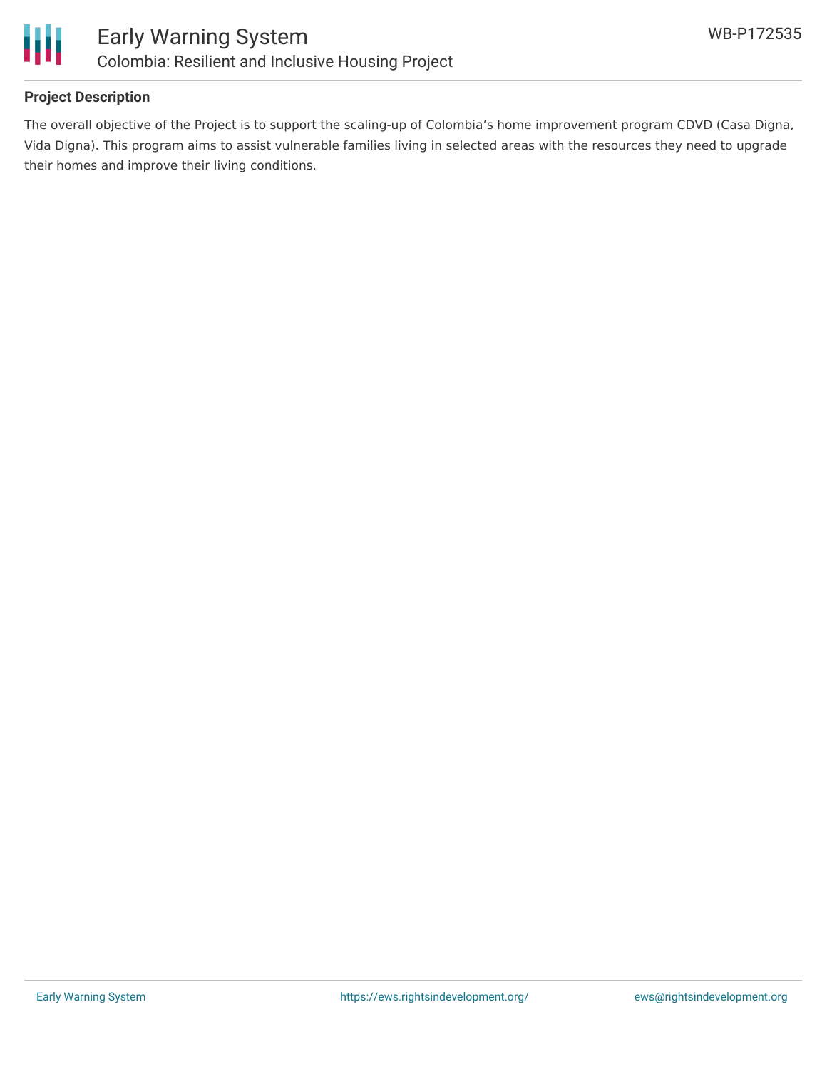## Project Description

The overall objective of the Project is to support the scaling-up of Colombia's home improvement program CDVD (Casa Digna, Vida Digna). This program aims to assist vulnerable families living in selected areas with the resources they need to upgrade their homes and improve their living conditions.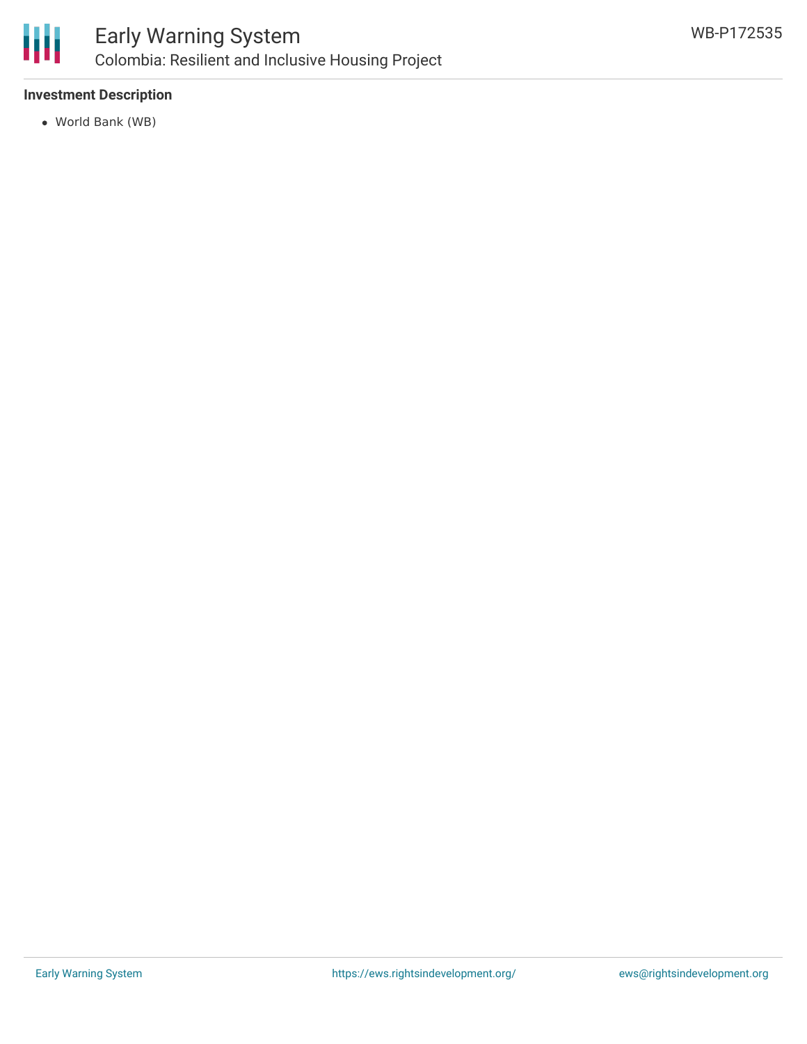**Investment Description**

- World Bank (WB)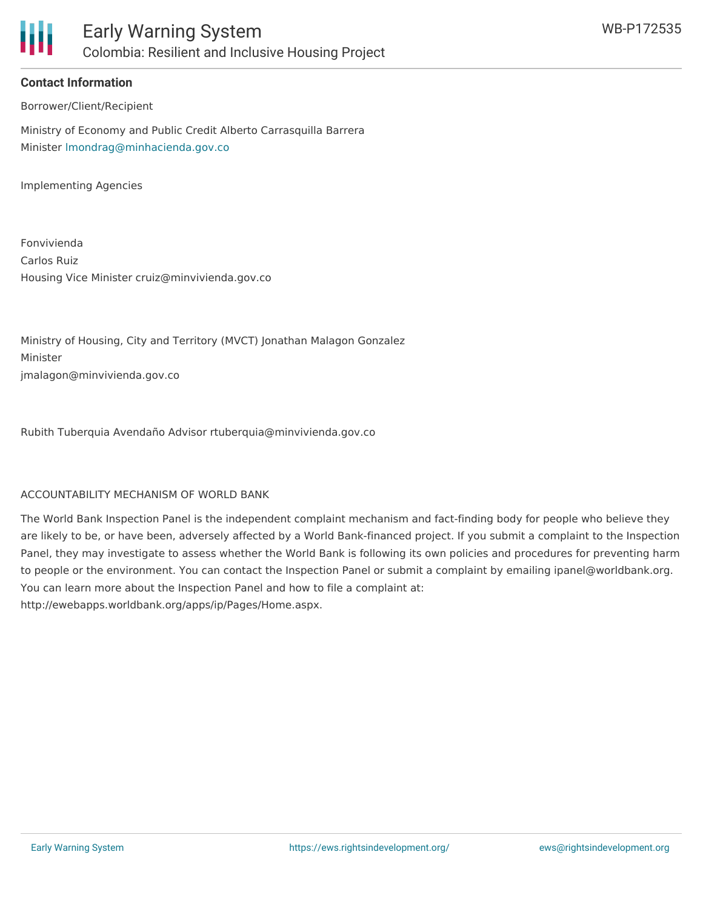**Contact Information**

Borrower/Client/Recipient

Ministry of Economy and Public Credit Alberto Carrasquilla Barrera
Minister lmondrag@minhacienda.gov.co

Implementing Agencies

Fonvivienda
Carlos Ruiz
Housing Vice Minister cruiz@minvivienda.gov.co

Ministry of Housing, City and Territory (MVCT) Jonathan Malagon Gonzalez
Minister
jmalagon@minvivienda.gov.co

Rubith Tuberquia Avendaño Advisor rtuberquia@minvivienda.gov.co

ACCOUNTABILITY MECHANISM OF WORLD BANK

The World Bank Inspection Panel is the independent complaint mechanism and fact-finding body for people who believe they are likely to be, or have been, adversely affected by a World Bank-financed project. If you submit a complaint to the Inspection Panel, they may investigate to assess whether the World Bank is following its own policies and procedures for preventing harm to people or the environment. You can contact the Inspection Panel or submit a complaint by emailing ipanel@worldbank.org. You can learn more about the Inspection Panel and how to file a complaint at: http://ewebapps.worldbank.org/apps/ip/Pages/Home.aspx.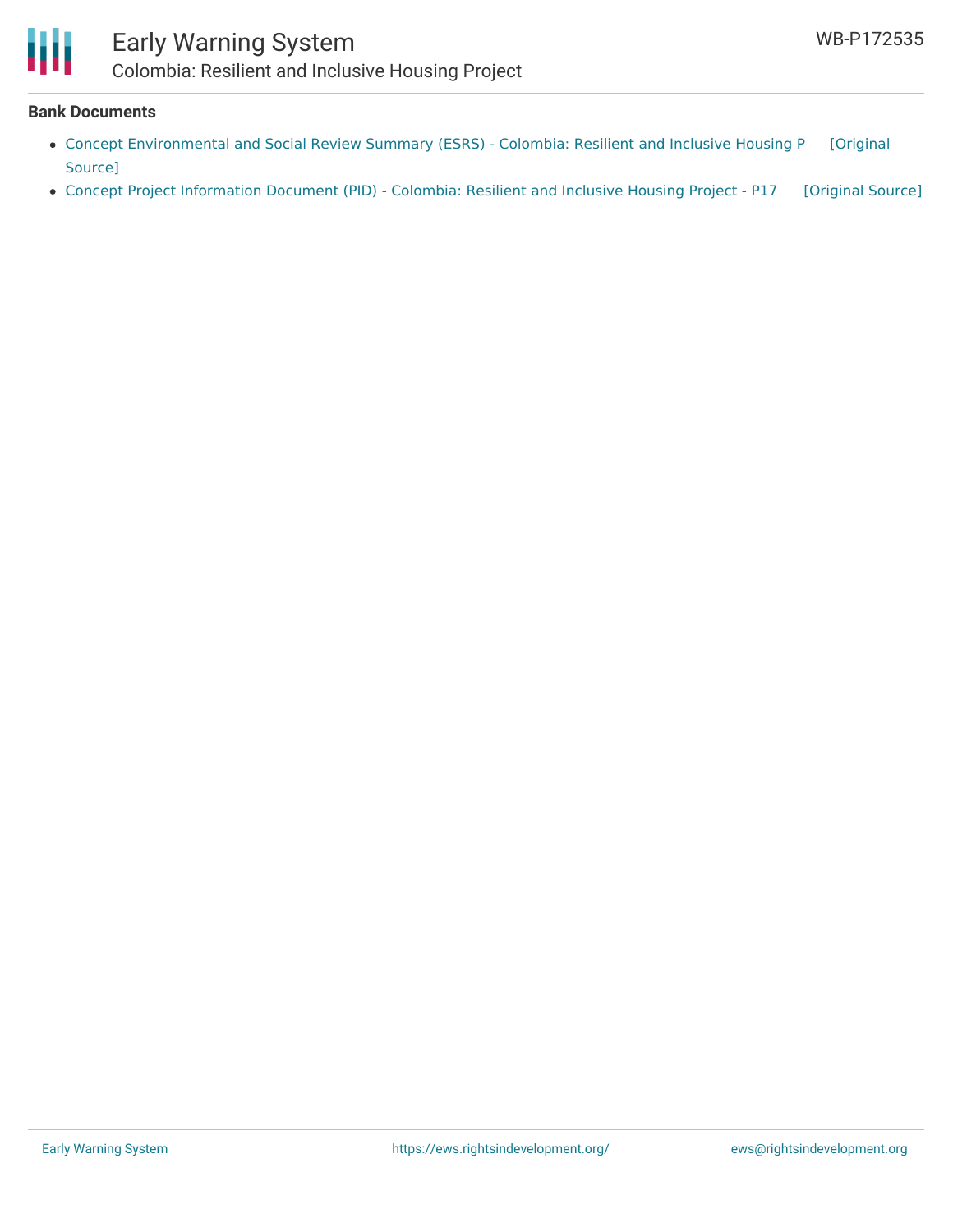**Bank Documents**

- Concept Environmental and Social Review Summary (ESRS) - Colombia: Resilient and Inclusive Housing P [Original Source]
- Concept Project Information Document (PID) - Colombia: Resilient and Inclusive Housing Project - P17 [Original Source]